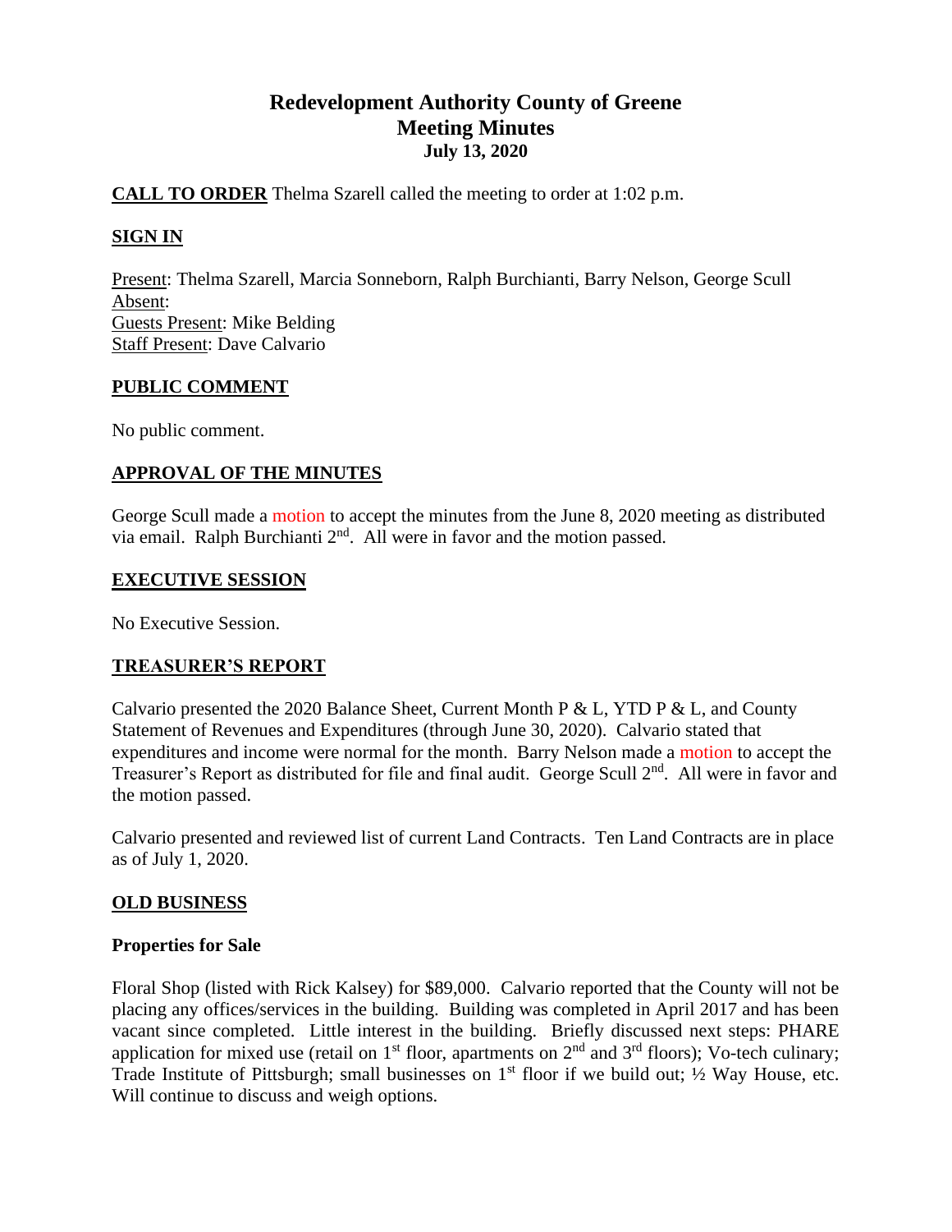# Redevelopment Authority County of Greene
## Meeting Minutes
### July 13, 2020

**CALL TO ORDER** Thelma Szarell called the meeting to order at 1:02 p.m.

**SIGN IN**

Present: Thelma Szarell, Marcia Sonneborn, Ralph Burchianti, Barry Nelson, George Scull
Absent:
Guests Present: Mike Belding
Staff Present: Dave Calvario

**PUBLIC COMMENT**

No public comment.

**APPROVAL OF THE MINUTES**

George Scull made a motion to accept the minutes from the June 8, 2020 meeting as distributed via email. Ralph Burchianti 2nd. All were in favor and the motion passed.

**EXECUTIVE SESSION**

No Executive Session.

**TREASURER'S REPORT**

Calvario presented the 2020 Balance Sheet, Current Month P & L, YTD P & L, and County Statement of Revenues and Expenditures (through June 30, 2020). Calvario stated that expenditures and income were normal for the month. Barry Nelson made a motion to accept the Treasurer's Report as distributed for file and final audit. George Scull 2nd. All were in favor and the motion passed.

Calvario presented and reviewed list of current Land Contracts. Ten Land Contracts are in place as of July 1, 2020.

**OLD BUSINESS**

**Properties for Sale**

Floral Shop (listed with Rick Kalsey) for $89,000. Calvario reported that the County will not be placing any offices/services in the building. Building was completed in April 2017 and has been vacant since completed. Little interest in the building. Briefly discussed next steps: PHARE application for mixed use (retail on 1st floor, apartments on 2nd and 3rd floors); Vo-tech culinary; Trade Institute of Pittsburgh; small businesses on 1st floor if we build out; ½ Way House, etc. Will continue to discuss and weigh options.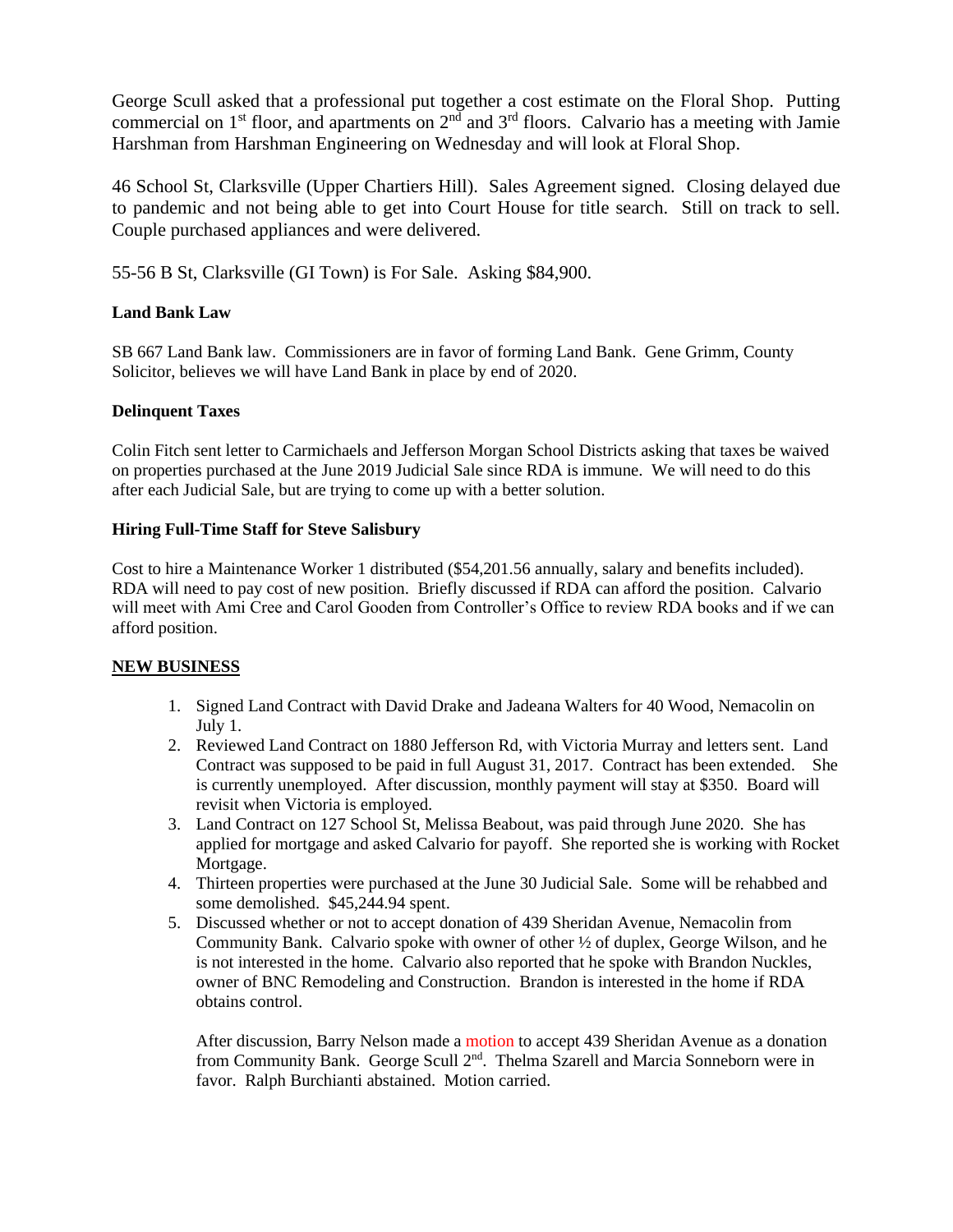George Scull asked that a professional put together a cost estimate on the Floral Shop. Putting commercial on 1st floor, and apartments on 2nd and 3rd floors. Calvario has a meeting with Jamie Harshman from Harshman Engineering on Wednesday and will look at Floral Shop.

46 School St, Clarksville (Upper Chartiers Hill). Sales Agreement signed. Closing delayed due to pandemic and not being able to get into Court House for title search. Still on track to sell. Couple purchased appliances and were delivered.

55-56 B St, Clarksville (GI Town) is For Sale. Asking $84,900.

**Land Bank Law**

SB 667 Land Bank law. Commissioners are in favor of forming Land Bank. Gene Grimm, County Solicitor, believes we will have Land Bank in place by end of 2020.

**Delinquent Taxes**

Colin Fitch sent letter to Carmichaels and Jefferson Morgan School Districts asking that taxes be waived on properties purchased at the June 2019 Judicial Sale since RDA is immune. We will need to do this after each Judicial Sale, but are trying to come up with a better solution.

**Hiring Full-Time Staff for Steve Salisbury**

Cost to hire a Maintenance Worker 1 distributed ($54,201.56 annually, salary and benefits included). RDA will need to pay cost of new position. Briefly discussed if RDA can afford the position. Calvario will meet with Ami Cree and Carol Gooden from Controller's Office to review RDA books and if we can afford position.

**NEW BUSINESS**

1. Signed Land Contract with David Drake and Jadeana Walters for 40 Wood, Nemacolin on July 1.
2. Reviewed Land Contract on 1880 Jefferson Rd, with Victoria Murray and letters sent. Land Contract was supposed to be paid in full August 31, 2017. Contract has been extended. She is currently unemployed. After discussion, monthly payment will stay at $350. Board will revisit when Victoria is employed.
3. Land Contract on 127 School St, Melissa Beabout, was paid through June 2020. She has applied for mortgage and asked Calvario for payoff. She reported she is working with Rocket Mortgage.
4. Thirteen properties were purchased at the June 30 Judicial Sale. Some will be rehabbed and some demolished. $45,244.94 spent.
5. Discussed whether or not to accept donation of 439 Sheridan Avenue, Nemacolin from Community Bank. Calvario spoke with owner of other ½ of duplex, George Wilson, and he is not interested in the home. Calvario also reported that he spoke with Brandon Nuckles, owner of BNC Remodeling and Construction. Brandon is interested in the home if RDA obtains control.

   After discussion, Barry Nelson made a motion to accept 439 Sheridan Avenue as a donation from Community Bank. George Scull 2nd. Thelma Szarell and Marcia Sonneborn were in favor. Ralph Burchianti abstained. Motion carried.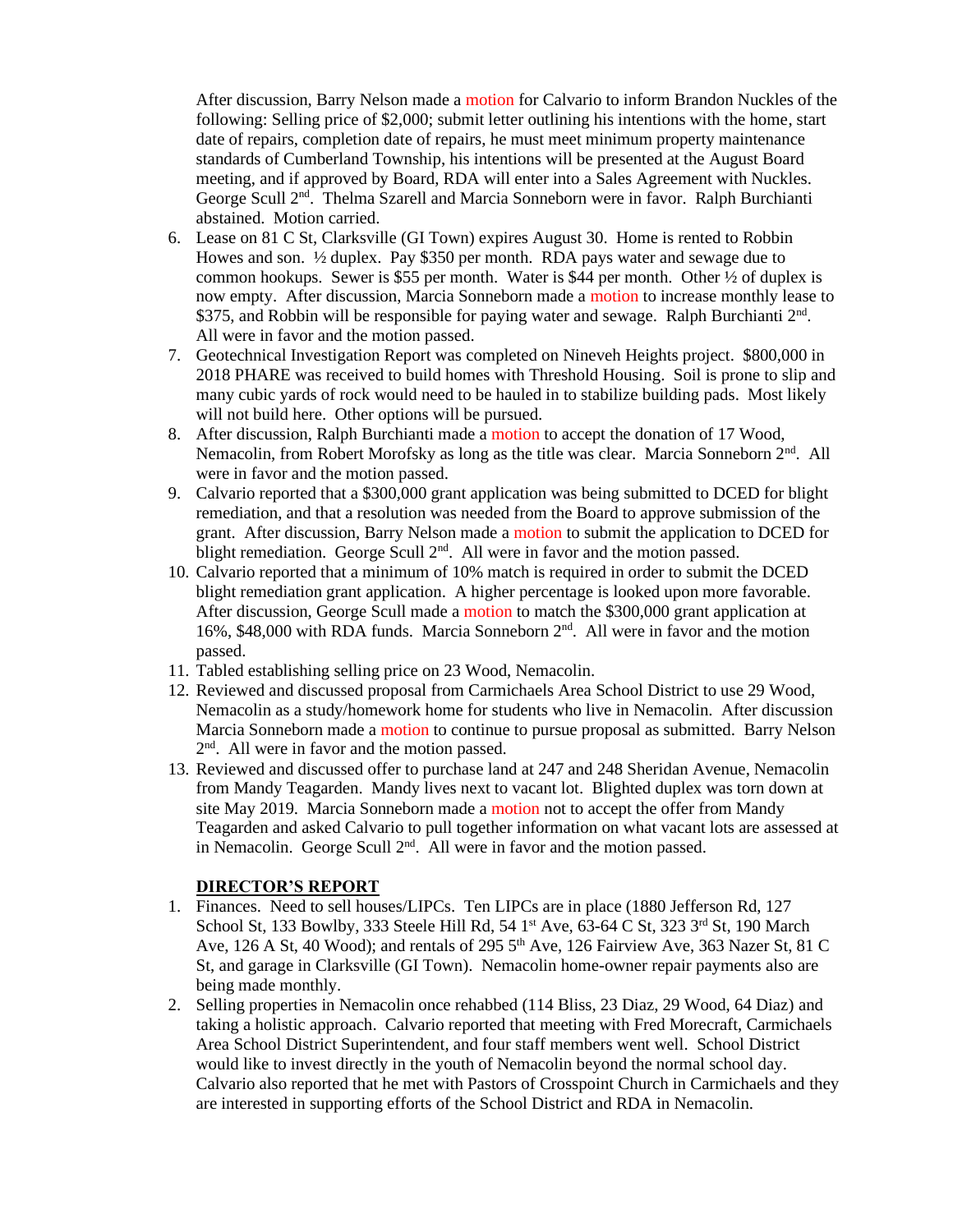After discussion, Barry Nelson made a motion for Calvario to inform Brandon Nuckles of the following: Selling price of $2,000; submit letter outlining his intentions with the home, start date of repairs, completion date of repairs, he must meet minimum property maintenance standards of Cumberland Township, his intentions will be presented at the August Board meeting, and if approved by Board, RDA will enter into a Sales Agreement with Nuckles. George Scull 2nd. Thelma Szarell and Marcia Sonneborn were in favor. Ralph Burchianti abstained. Motion carried.

6. Lease on 81 C St, Clarksville (GI Town) expires August 30. Home is rented to Robbin Howes and son. ½ duplex. Pay $350 per month. RDA pays water and sewage due to common hookups. Sewer is $55 per month. Water is $44 per month. Other ½ of duplex is now empty. After discussion, Marcia Sonneborn made a motion to increase monthly lease to $375, and Robbin will be responsible for paying water and sewage. Ralph Burchianti 2nd. All were in favor and the motion passed.
7. Geotechnical Investigation Report was completed on Nineveh Heights project. $800,000 in 2018 PHARE was received to build homes with Threshold Housing. Soil is prone to slip and many cubic yards of rock would need to be hauled in to stabilize building pads. Most likely will not build here. Other options will be pursued.
8. After discussion, Ralph Burchianti made a motion to accept the donation of 17 Wood, Nemacolin, from Robert Morofsky as long as the title was clear. Marcia Sonneborn 2nd. All were in favor and the motion passed.
9. Calvario reported that a $300,000 grant application was being submitted to DCED for blight remediation, and that a resolution was needed from the Board to approve submission of the grant. After discussion, Barry Nelson made a motion to submit the application to DCED for blight remediation. George Scull 2nd. All were in favor and the motion passed.
10. Calvario reported that a minimum of 10% match is required in order to submit the DCED blight remediation grant application. A higher percentage is looked upon more favorable. After discussion, George Scull made a motion to match the $300,000 grant application at 16%, $48,000 with RDA funds. Marcia Sonneborn 2nd. All were in favor and the motion passed.
11. Tabled establishing selling price on 23 Wood, Nemacolin.
12. Reviewed and discussed proposal from Carmichaels Area School District to use 29 Wood, Nemacolin as a study/homework home for students who live in Nemacolin. After discussion Marcia Sonneborn made a motion to continue to pursue proposal as submitted. Barry Nelson 2nd. All were in favor and the motion passed.
13. Reviewed and discussed offer to purchase land at 247 and 248 Sheridan Avenue, Nemacolin from Mandy Teagarden. Mandy lives next to vacant lot. Blighted duplex was torn down at site May 2019. Marcia Sonneborn made a motion not to accept the offer from Mandy Teagarden and asked Calvario to pull together information on what vacant lots are assessed at in Nemacolin. George Scull 2nd. All were in favor and the motion passed.

## DIRECTOR'S REPORT

1. Finances. Need to sell houses/LIPCs. Ten LIPCs are in place (1880 Jefferson Rd, 127 School St, 133 Bowlby, 333 Steele Hill Rd, 54 1st Ave, 63-64 C St, 323 3rd St, 190 March Ave, 126 A St, 40 Wood); and rentals of 295 5th Ave, 126 Fairview Ave, 363 Nazer St, 81 C St, and garage in Clarksville (GI Town). Nemacolin home-owner repair payments also are being made monthly.
2. Selling properties in Nemacolin once rehabbed (114 Bliss, 23 Diaz, 29 Wood, 64 Diaz) and taking a holistic approach. Calvario reported that meeting with Fred Morecraft, Carmichaels Area School District Superintendent, and four staff members went well. School District would like to invest directly in the youth of Nemacolin beyond the normal school day. Calvario also reported that he met with Pastors of Crosspoint Church in Carmichaels and they are interested in supporting efforts of the School District and RDA in Nemacolin.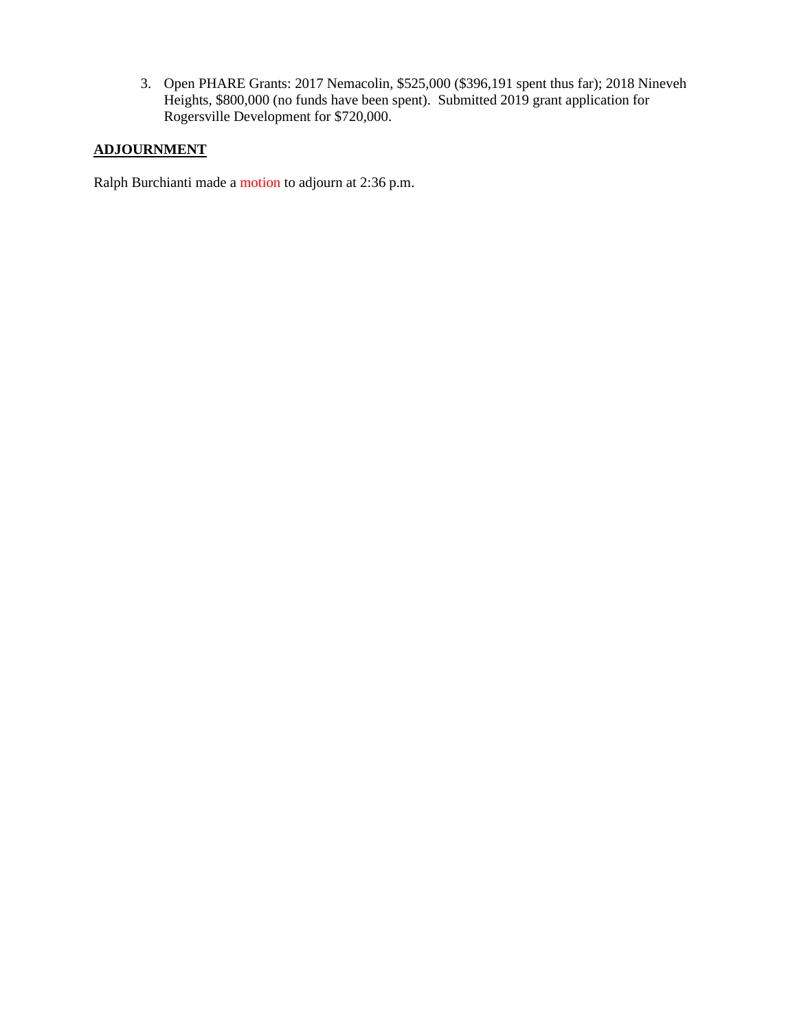3. Open PHARE Grants: 2017 Nemacolin, $525,000 ($396,191 spent thus far); 2018 Nineveh Heights, $800,000 (no funds have been spent). Submitted 2019 grant application for Rogersville Development for $720,000.

**ADJOURNMENT**

Ralph Burchianti made a motion to adjourn at 2:36 p.m.